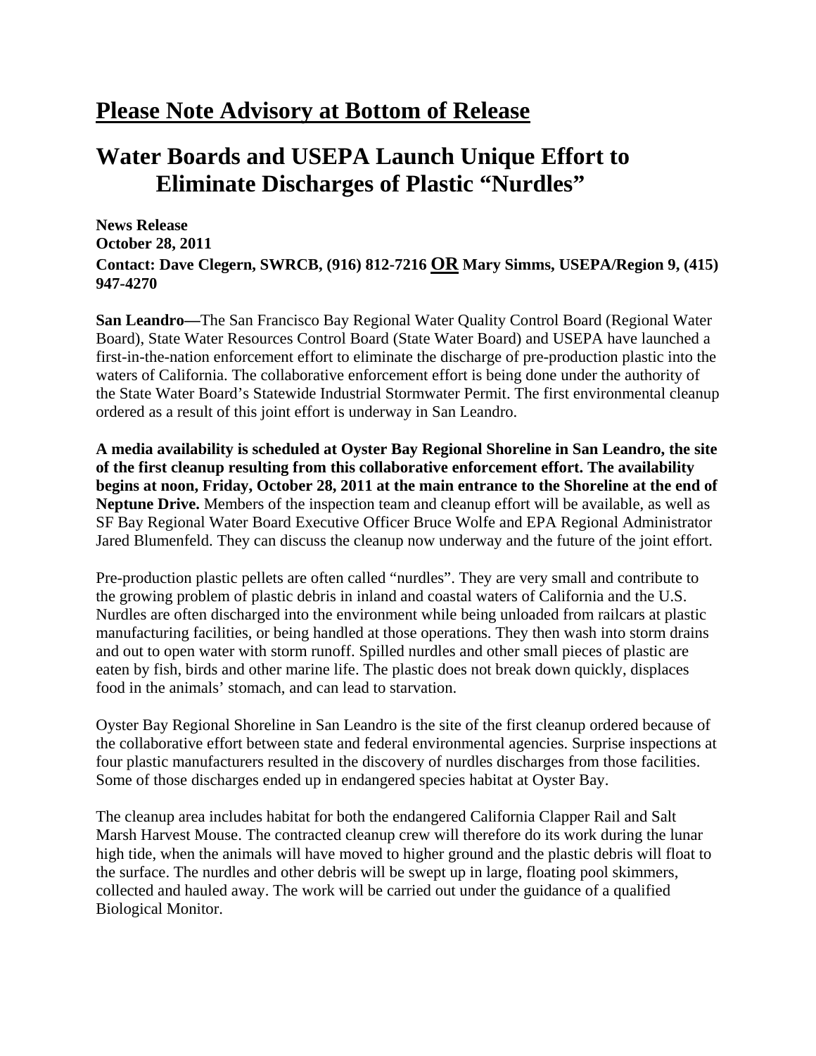## Please Note Advisory at Bottom of Release

# Water Boards and USEPA Launch Unique Effort to Eliminate Discharges of Plastic "Nurdles"

**News Release**
**October 28, 2011**
**Contact: Dave Clegern, SWRCB, (916) 812-7216 OR Mary Simms, USEPA/Region 9, (415) 947-4270**

**San Leandro—**The San Francisco Bay Regional Water Quality Control Board (Regional Water Board), State Water Resources Control Board (State Water Board) and USEPA have launched a first-in-the-nation enforcement effort to eliminate the discharge of pre-production plastic into the waters of California. The collaborative enforcement effort is being done under the authority of the State Water Board's Statewide Industrial Stormwater Permit. The first environmental cleanup ordered as a result of this joint effort is underway in San Leandro.

**A media availability is scheduled at Oyster Bay Regional Shoreline in San Leandro, the site of the first cleanup resulting from this collaborative enforcement effort. The availability begins at noon, Friday, October 28, 2011 at the main entrance to the Shoreline at the end of Neptune Drive.** Members of the inspection team and cleanup effort will be available, as well as SF Bay Regional Water Board Executive Officer Bruce Wolfe and EPA Regional Administrator Jared Blumenfeld. They can discuss the cleanup now underway and the future of the joint effort.

Pre-production plastic pellets are often called "nurdles". They are very small and contribute to the growing problem of plastic debris in inland and coastal waters of California and the U.S. Nurdles are often discharged into the environment while being unloaded from railcars at plastic manufacturing facilities, or being handled at those operations. They then wash into storm drains and out to open water with storm runoff. Spilled nurdles and other small pieces of plastic are eaten by fish, birds and other marine life. The plastic does not break down quickly, displaces food in the animals' stomach, and can lead to starvation.

Oyster Bay Regional Shoreline in San Leandro is the site of the first cleanup ordered because of the collaborative effort between state and federal environmental agencies. Surprise inspections at four plastic manufacturers resulted in the discovery of nurdles discharges from those facilities. Some of those discharges ended up in endangered species habitat at Oyster Bay.

The cleanup area includes habitat for both the endangered California Clapper Rail and Salt Marsh Harvest Mouse. The contracted cleanup crew will therefore do its work during the lunar high tide, when the animals will have moved to higher ground and the plastic debris will float to the surface. The nurdles and other debris will be swept up in large, floating pool skimmers, collected and hauled away. The work will be carried out under the guidance of a qualified Biological Monitor.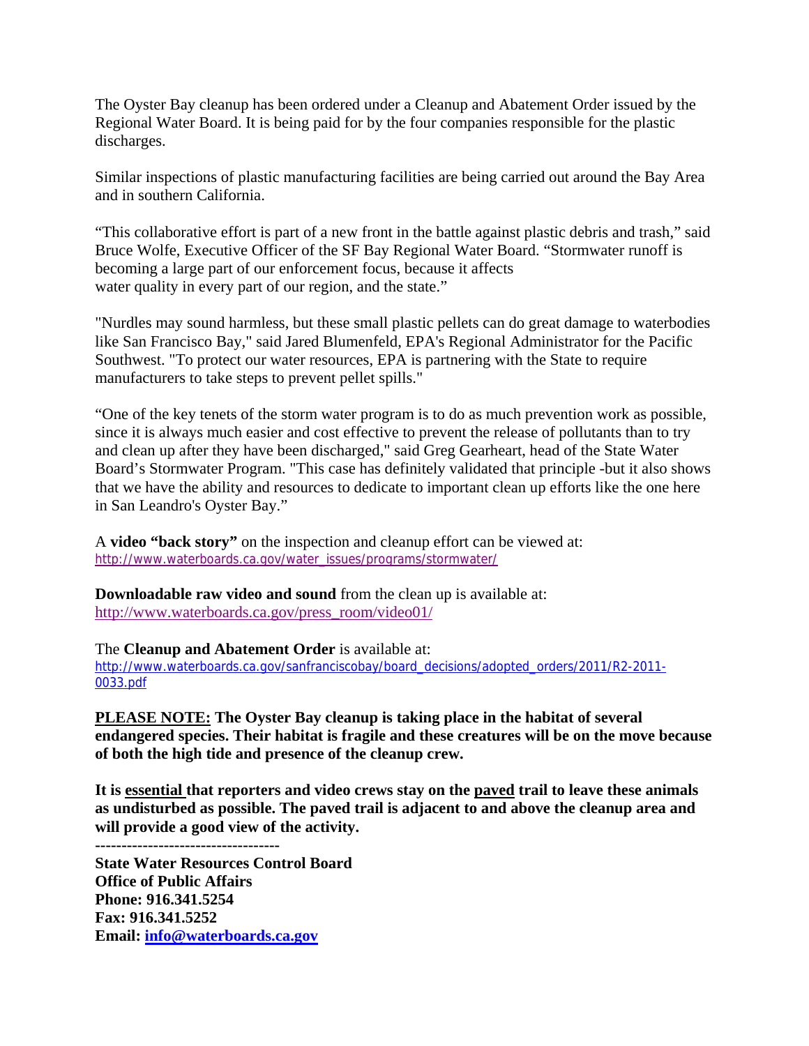The Oyster Bay cleanup has been ordered under a Cleanup and Abatement Order issued by the Regional Water Board. It is being paid for by the four companies responsible for the plastic discharges.

Similar inspections of plastic manufacturing facilities are being carried out around the Bay Area and in southern California.

"This collaborative effort is part of a new front in the battle against plastic debris and trash," said Bruce Wolfe, Executive Officer of the SF Bay Regional Water Board. "Stormwater runoff is becoming a large part of our enforcement focus, because it affects water quality in every part of our region, and the state."

"Nurdles may sound harmless, but these small plastic pellets can do great damage to waterbodies like San Francisco Bay," said Jared Blumenfeld, EPA's Regional Administrator for the Pacific Southwest. "To protect our water resources, EPA is partnering with the State to require manufacturers to take steps to prevent pellet spills."

"One of the key tenets of the storm water program is to do as much prevention work as possible, since it is always much easier and cost effective to prevent the release of pollutants than to try and clean up after they have been discharged," said Greg Gearheart, head of the State Water Board's Stormwater Program. "This case has definitely validated that principle -but it also shows that we have the ability and resources to dedicate to important clean up efforts like the one here in San Leandro's Oyster Bay."

A **video "back story"** on the inspection and cleanup effort can be viewed at: http://www.waterboards.ca.gov/water_issues/programs/stormwater/

**Downloadable raw video and sound** from the clean up is available at: http://www.waterboards.ca.gov/press_room/video01/

The **Cleanup and Abatement Order** is available at: http://www.waterboards.ca.gov/sanfranciscobay/board_decisions/adopted_orders/2011/R2-2011-0033.pdf

**PLEASE NOTE: The Oyster Bay cleanup is taking place in the habitat of several endangered species. Their habitat is fragile and these creatures will be on the move because of both the high tide and presence of the cleanup crew.**

**It is essential that reporters and video crews stay on the paved trail to leave these animals as undisturbed as possible. The paved trail is adjacent to and above the cleanup area and will provide a good view of the activity.**

---

**State Water Resources Control Board**
**Office of Public Affairs**
**Phone: 916.341.5254**
**Fax: 916.341.5252**
**Email: info@waterboards.ca.gov**